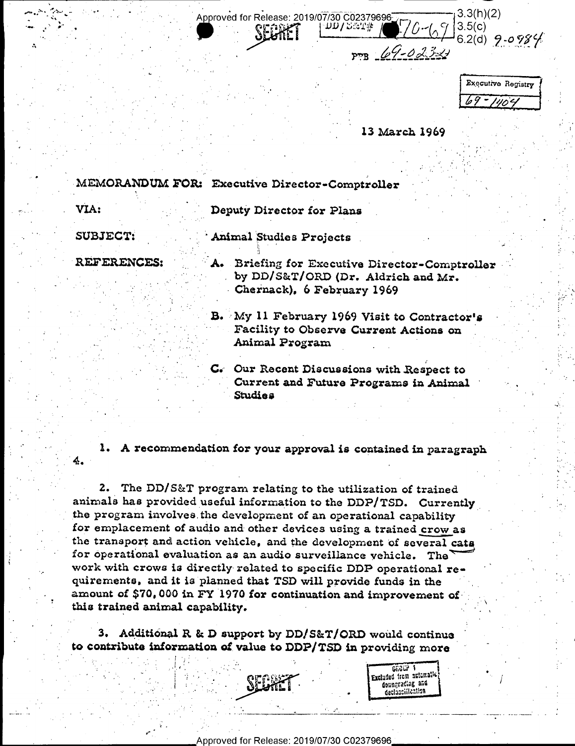SECRET

DD/S&T# 70-69

PTB 69-0232

Executive Registry 69-1404

13 March 1969

MEMORANDUM FOR: Executive Director-Comptroller

VIA: Deputy Director for Plans

SUBJECT: Animal Studies Projects

REFERENCES:

A. Briefing for Executive Director-Comptroller by DD/S&T/ORD (Dr. Aldrich and Mr. Chernack), 6 February 1969

B. My 11 February 1969 Visit to Contractor's Facility to Observe Current Actions on Animal Program

C. Our Recent Discussions with Respect to Current and Future Programs in Animal Studies

1. A recommendation for your approval is contained in paragraph 4.

2. The DD/S&T program relating to the utilization of trained animals has provided useful information to the DDP/TSD. Currently the program involves the development of an operational capability for emplacement of audio and other devices using a trained crow as the transport and action vehicle, and the development of several cats for operational evaluation as an audio surveillance vehicle. The work with crows is directly related to specific DDP operational requirements, and it is planned that TSD will provide funds in the amount of $70,000 in FY 1970 for continuation and improvement of this trained animal capability.

3. Additional R & D support by DD/S&T/ORD would continue to contribute information of value to DDP/TSD in providing more

SECRET

GROUP 1
Excluded from automatic downgrading and declassification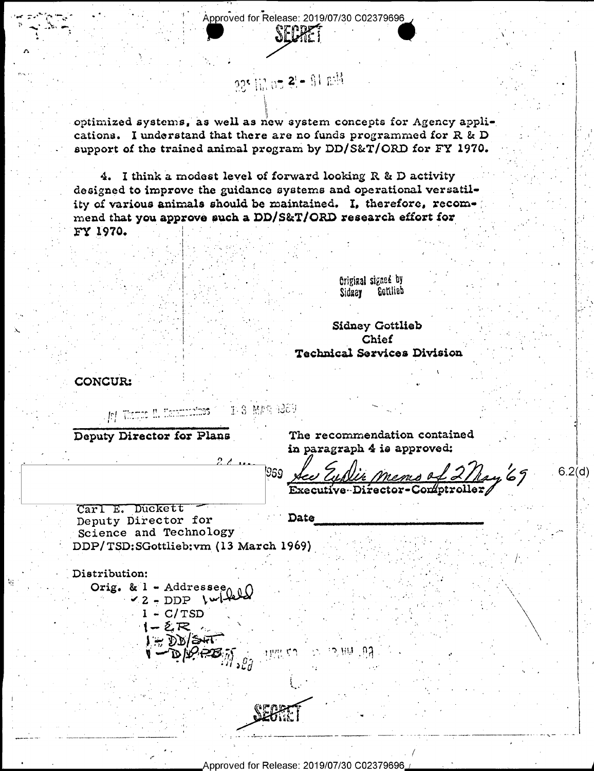SECRET

optimized systems, as well as new system concepts for Agency applications. I understand that there are no funds programmed for R & D support of the trained animal program by DD/S&T/ORD for FY 1970.

4. I think a modest level of forward looking R & D activity designed to improve the guidance systems and operational versatility of various animals should be maintained. I, therefore, recommend that you approve such a DD/S&T/ORD research effort for FY 1970.

Original signed by
Sidney Gottlieb

Sidney Gottlieb
Chief
Technical Services Division

CONCUR:

/s/ Thomas H. Karamessines 13 MAR 1969

Deputy Director for Plans

The recommendation contained in paragraph 4 is approved:

1969 See ExDir memo of 2 May '69

Executive Director-Comptroller

6.2(d)

Carl E. Duckett
Deputy Director for
Science and Technology

Date

DDP/TSD:SGottlieb:vm (13 March 1969)

Distribution:
Orig. & 1 - Addressee
✓2 - DDP
1 - C/TSD
1 - ER
1 - DD/S&T
1 - D/PPB

SECRET